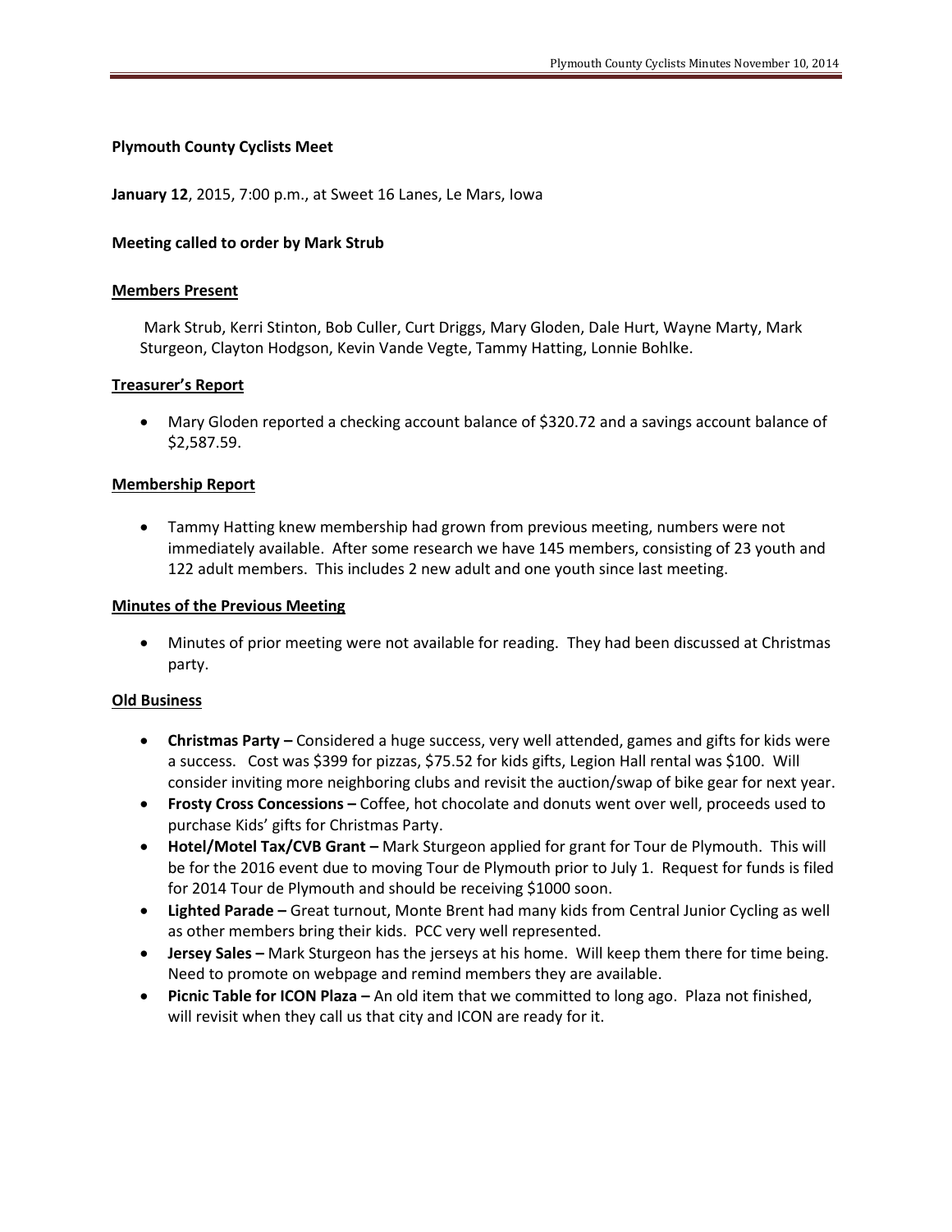**Plymouth County Cyclists Meet**

**January 12**, 2015, 7:00 p.m., at Sweet 16 Lanes, Le Mars, Iowa

**Meeting called to order by Mark Strub**

**Members Present**

Mark Strub, Kerri Stinton, Bob Culler, Curt Driggs, Mary Gloden, Dale Hurt, Wayne Marty, Mark Sturgeon, Clayton Hodgson, Kevin Vande Vegte, Tammy Hatting, Lonnie Bohlke.

**Treasurer's Report**

- Mary Gloden reported a checking account balance of $320.72 and a savings account balance of $2,587.59.

**Membership Report**

- Tammy Hatting knew membership had grown from previous meeting, numbers were not immediately available. After some research we have 145 members, consisting of 23 youth and 122 adult members. This includes 2 new adult and one youth since last meeting.

**Minutes of the Previous Meeting**

- Minutes of prior meeting were not available for reading. They had been discussed at Christmas party.

**Old Business**

- **Christmas Party –** Considered a huge success, very well attended, games and gifts for kids were a success. Cost was $399 for pizzas, $75.52 for kids gifts, Legion Hall rental was $100. Will consider inviting more neighboring clubs and revisit the auction/swap of bike gear for next year.
- **Frosty Cross Concessions –** Coffee, hot chocolate and donuts went over well, proceeds used to purchase Kids' gifts for Christmas Party.
- **Hotel/Motel Tax/CVB Grant –** Mark Sturgeon applied for grant for Tour de Plymouth. This will be for the 2016 event due to moving Tour de Plymouth prior to July 1. Request for funds is filed for 2014 Tour de Plymouth and should be receiving $1000 soon.
- **Lighted Parade –** Great turnout, Monte Brent had many kids from Central Junior Cycling as well as other members bring their kids. PCC very well represented.
- **Jersey Sales –** Mark Sturgeon has the jerseys at his home. Will keep them there for time being. Need to promote on webpage and remind members they are available.
- **Picnic Table for ICON Plaza –** An old item that we committed to long ago. Plaza not finished, will revisit when they call us that city and ICON are ready for it.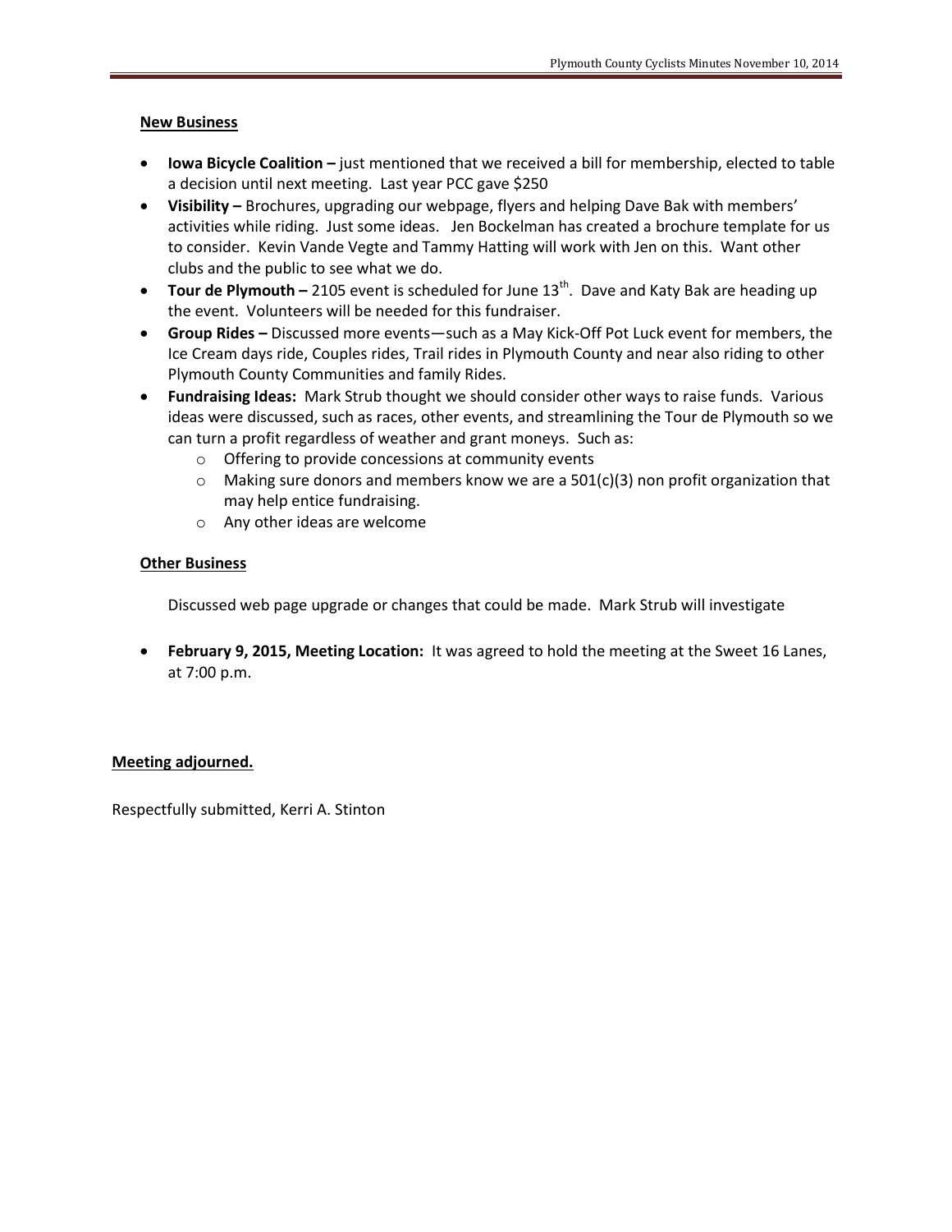**New Business**

- **Iowa Bicycle Coalition –** just mentioned that we received a bill for membership, elected to table a decision until next meeting. Last year PCC gave $250
- **Visibility –** Brochures, upgrading our webpage, flyers and helping Dave Bak with members' activities while riding. Just some ideas. Jen Bockelman has created a brochure template for us to consider. Kevin Vande Vegte and Tammy Hatting will work with Jen on this. Want other clubs and the public to see what we do.
- **Tour de Plymouth –** 2105 event is scheduled for June 13th. Dave and Katy Bak are heading up the event. Volunteers will be needed for this fundraiser.
- **Group Rides –** Discussed more events—such as a May Kick-Off Pot Luck event for members, the Ice Cream days ride, Couples rides, Trail rides in Plymouth County and near also riding to other Plymouth County Communities and family Rides.
- **Fundraising Ideas:** Mark Strub thought we should consider other ways to raise funds. Various ideas were discussed, such as races, other events, and streamlining the Tour de Plymouth so we can turn a profit regardless of weather and grant moneys. Such as:
  - Offering to provide concessions at community events
  - Making sure donors and members know we are a 501(c)(3) non profit organization that may help entice fundraising.
  - Any other ideas are welcome

**Other Business**

Discussed web page upgrade or changes that could be made. Mark Strub will investigate

- **February 9, 2015, Meeting Location:** It was agreed to hold the meeting at the Sweet 16 Lanes, at 7:00 p.m.

**Meeting adjourned.**

Respectfully submitted, Kerri A. Stinton